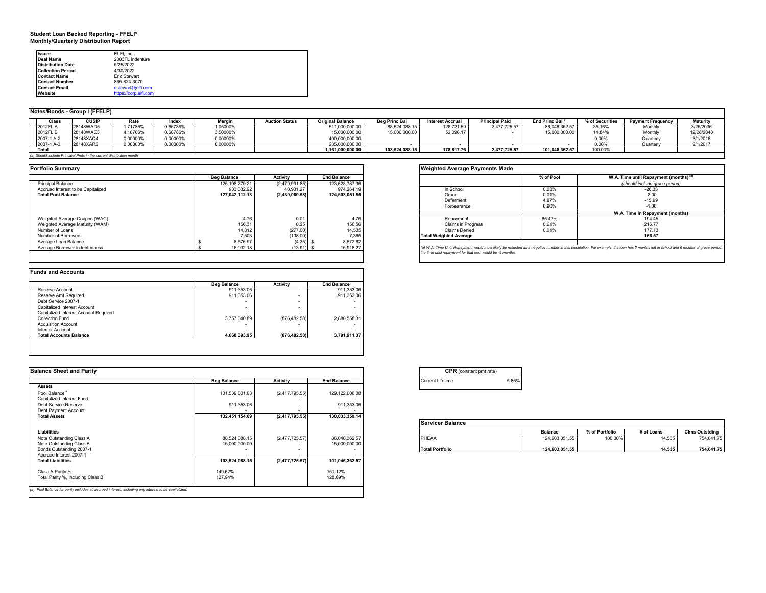**Student Loan Backed Reporting - FFELP**
**Monthly/Quarterly Distribution Report**

| | |
|---|---|
| Issuer | ELFI, Inc. |
| Deal Name | 2003FL Indenture |
| Distribution Date | 5/25/2022 |
| Collection Period | 4/30/2022 |
| Contact Name | Eric Stewart |
| Contact Number | 865-824-3070 |
| Contact Email | estewart@elfi.com |
| Website | https://corp.elfi.com |

## Notes/Bonds - Group I (FFELP)

| Class | CUSIP | Rate | Index | Margin | Auction Status | Original Balance | Beg Princ Bal | Interest Accrual | Principal Paid | End Princ Bal [a] | % of Securities | Payment Frequency | Maturity |
|---|---|---|---|---|---|---|---|---|---|---|---|---|---|
| 2012FL A | 28148WAD5 | 1.71786% | 0.66786% | 1.05000% | | 511,000,000.00 | 88,524,088.15 | 126,721.59 | 2,477,725.57 | 86,046,362.57 | 85.16% | Monthly | 3/25/2036 |
| 2012FL B | 28148WAE3 | 4.16786% | 0.66786% | 3.50000% | | 15,000,000.00 | 15,000,000.00 | 52,096.17 | - | 15,000,000.00 | 14.84% | Monthly | 12/28/2048 |
| 2007-1 A-2 | 28148XAQ4 | 0.00000% | 0.00000% | 0.00000% | | 400,000,000.00 | - | - | - | - | 0.00% | Quarterly | 3/1/2016 |
| 2007-1 A-3 | 28148XAR2 | 0.00000% | 0.00000% | 0.00000% | | 235,000,000.00 | - | - | - | - | 0.00% | Quarterly | 9/1/2017 |
| Total | | | | | | 1,161,000,000.00 | 103,524,088.15 | 178,817.76 | 2,477,725.57 | 101,046,362.57 | 100.00% | | |

(a) Should include Principal Pmts in the current distribution month

## Portfolio Summary

| | Beg Balance | Activity | End Balance |
|---|---|---|---|
| Principal Balance | 126,108,779.21 | (2,479,991.85) | 123,628,787.36 |
| Accrued Interest to be Capitalized | 933,332.92 | 40,931.27 | 974,264.19 |
| **Total Pool Balance** | **127,042,112.13** | **(2,439,060.58)** | **124,603,051.55** |
| | | | |
| Weighted Average Coupon (WAC) | 4.76 | 0.01 | 4.76 |
| Weighted Average Maturity (WAM) | 156.31 | 0.25 | 156.56 |
| Number of Loans | 14,812 | (277.00) | 14,535 |
| Number of Borrowers | 7,503 | (138.00) | 7,365 |
| Average Loan Balance | $ 8,576.97 | (4.35) | $ 8,572.62 |
| Average Borrower Indebtedness | $ 16,932.18 | (13.91) | $ 16,918.27 |

## Weighted Average Payments Made

| | % of Pool | W.A. Time until Repayment (months) [a] (should include grace period) |
|---|---|---|
| In School | 0.03% | -26.33 |
| Grace | 0.01% | -2.00 |
| Deferment | 4.97% | -15.99 |
| Forbearance | 8.90% | -1.88 |
| | | **W.A. Time in Repayment (months)** |
| Repayment | 85.47% | 194.45 |
| Claims in Progress | 0.61% | 216.77 |
| Claims Denied | 0.01% | 177.13 |
| **Total Weighted Average** | | **166.57** |

(a) W.A. Time Until Repayment would most likely be reflected as a negative number in this calculation. For example, if a loan has 3 months left in school and 6 months of grace period, the time until repayment for that loan would be -9 months.

## Funds and Accounts

| | Beg Balance | Activity | End Balance |
|---|---|---|---|
| Reserve Account | 911,353.06 | - | 911,353.06 |
| Reserve Amt Required | 911,353.06 | - | 911,353.06 |
| Debt Service 2007-1 | - | - | - |
| Capitalized Interest Account | - | - | - |
| Capitalized Interest Account Required | - | - | - |
| Collection Fund | 3,757,040.89 | (876,482.58) | 2,880,558.31 |
| Acquisition Account | - | - | - |
| Interest Account | - | - | - |
| **Total Accounts Balance** | **4,668,393.95** | **(876,482.58)** | **3,791,911.37** |

## Balance Sheet and Parity

| | Beg Balance | Activity | End Balance |
|---|---|---|---|
| **Assets** | | | |
| Pool Balance [a] | 131,539,801.63 | (2,417,795.55) | 129,122,006.08 |
| Capitalized Interest Fund | - | | - |
| Debt Service Reserve | 911,353.06 | - | 911,353.06 |
| Debt Payment Account | - | | - |
| **Total Assets** | **132,451,154.69** | **(2,417,795.55)** | **130,033,359.14** |
| | | | |
| **Liabilities** | | | |
| Note Outstanding Class A | 88,524,088.15 | (2,477,725.57) | 86,046,362.57 |
| Note Outstanding Class B | 15,000,000.00 | - | 15,000,000.00 |
| Bonds Outstanding 2007-1 | - | - | - |
| Accrued Interest 2007-1 | - | - | - |
| **Total Liabilities** | **103,524,088.15** | **(2,477,725.57)** | **101,046,362.57** |
| | | | |
| Class A Parity % | 149.62% | | 151.12% |
| Total Parity %, Including Class B | 127.94% | | 128.69% |

(a) Pool Balance for parity includes all accrued interest, including any interest to be capitalized.

## CPR (constant pmt rate)

| | |
|---|---|
| Current Lifetime | 5.86% |

## Servicer Balance

| | Balance | % of Portfolio | # of Loans | Clms Outstding |
|---|---|---|---|---|
| PHEAA | 124,603,051.55 | 100.00% | 14,535 | 754,641.75 |
| **Total Portfolio** | **124,603,051.55** | | **14,535** | **754,641.75** |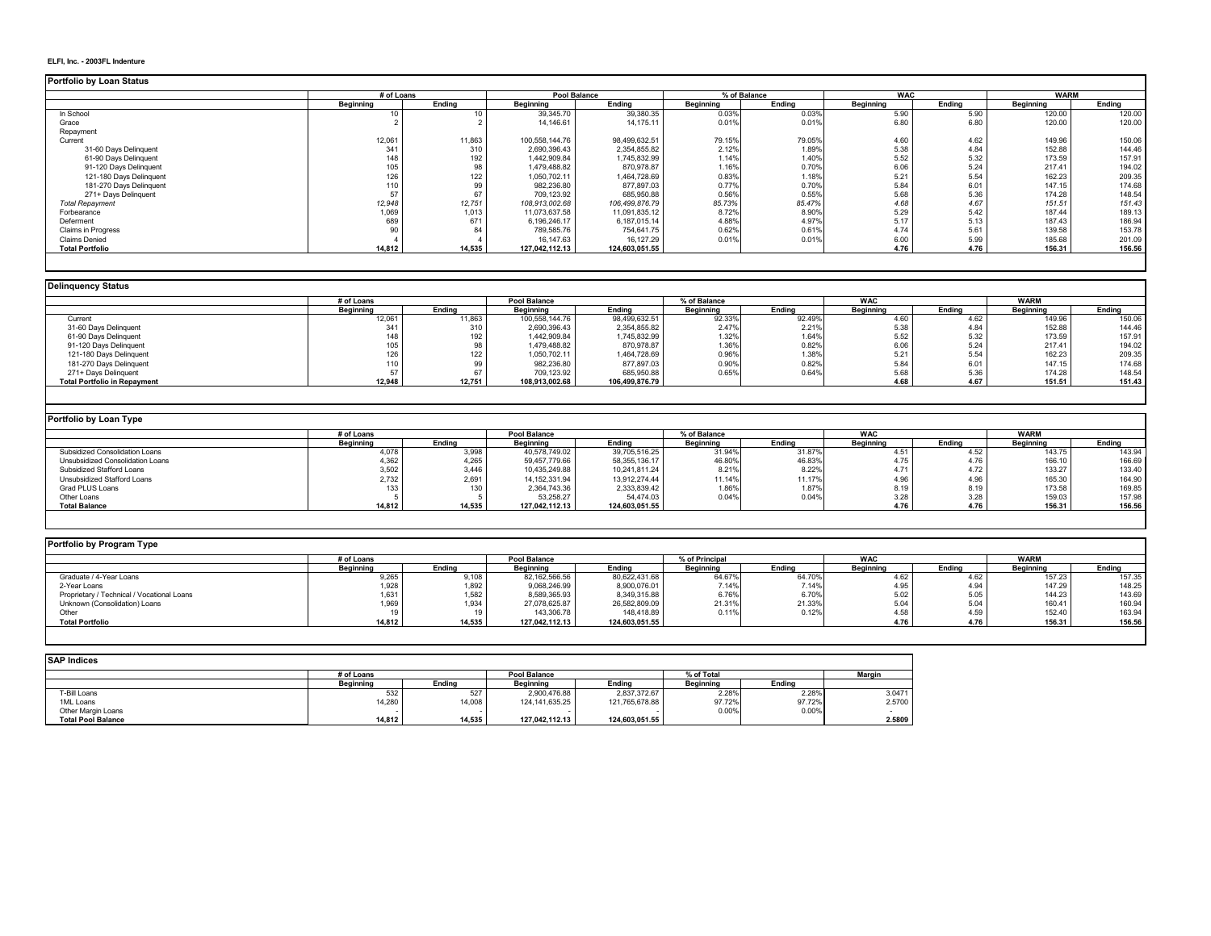**ELFI, Inc. - 2003FL Indenture**

## Portfolio by Loan Status

| | # of Loans | | Pool Balance | | % of Balance | | WAC | | WARM | |
|---|---|---|---|---|---|---|---|---|---|---|
| | Beginning | Ending | Beginning | Ending | Beginning | Ending | Beginning | Ending | Beginning | Ending |
| In School | 10 | 10 | 39,345.70 | 39,380.35 | 0.03% | 0.03% | 5.90 | 5.90 | 120.00 | 120.00 |
| Grace | 2 | 2 | 14,146.61 | 14,175.11 | 0.01% | 0.01% | 6.80 | 6.80 | 120.00 | 120.00 |
| Repayment | | | | | | | | | | |
| Current | 12,061 | 11,863 | 100,558,144.76 | 98,499,632.51 | 79.15% | 79.05% | 4.60 | 4.62 | 149.96 | 150.06 |
| 31-60 Days Delinquent | 341 | 310 | 2,690,396.43 | 2,354,855.82 | 2.12% | 1.89% | 5.38 | 4.84 | 152.88 | 144.46 |
| 61-90 Days Delinquent | 148 | 192 | 1,442,909.84 | 1,745,832.99 | 1.14% | 1.40% | 5.52 | 5.32 | 173.59 | 157.91 |
| 91-120 Days Delinquent | 105 | 98 | 1,479,488.82 | 870,978.87 | 1.16% | 0.70% | 6.06 | 5.24 | 217.41 | 194.02 |
| 121-180 Days Delinquent | 126 | 122 | 1,050,702.11 | 1,464,728.69 | 0.83% | 1.18% | 5.21 | 5.54 | 162.23 | 209.35 |
| 181-270 Days Delinquent | 110 | 99 | 982,236.80 | 877,897.03 | 0.77% | 0.70% | 5.84 | 6.01 | 147.15 | 174.68 |
| 271+ Days Delinquent | 57 | 67 | 709,123.92 | 685,950.88 | 0.56% | 0.55% | 5.68 | 5.36 | 174.28 | 148.54 |
| *Total Repayment* | *12,948* | *12,751* | *108,913,002.68* | *106,499,876.79* | *85.73%* | *85.47%* | *4.68* | *4.67* | *151.51* | *151.43* |
| Forbearance | 1,069 | 1,013 | 11,073,637.58 | 11,091,835.12 | 8.72% | 8.90% | 5.29 | 5.42 | 187.44 | 189.13 |
| Deferment | 689 | 671 | 6,196,246.17 | 6,187,015.14 | 4.88% | 4.97% | 5.17 | 5.13 | 187.43 | 186.94 |
| Claims in Progress | 90 | 84 | 789,585.76 | 754,641.75 | 0.62% | 0.61% | 4.74 | 5.61 | 139.58 | 153.78 |
| Claims Denied | 4 | 4 | 16,147.63 | 16,127.29 | 0.01% | 0.01% | 6.00 | 5.99 | 185.68 | 201.09 |
| **Total Portfolio** | **14,812** | **14,535** | **127,042,112.13** | **124,603,051.55** | | | **4.76** | **4.76** | **156.31** | **156.56** |

## Delinquency Status

| | # of Loans | | Pool Balance | | % of Balance | | WAC | | WARM | |
|---|---|---|---|---|---|---|---|---|---|---|
| | Beginning | Ending | Beginning | Ending | Beginning | Ending | Beginning | Ending | Beginning | Ending |
| Current | 12,061 | 11,863 | 100,558,144.76 | 98,499,632.51 | 92.33% | 92.49% | 4.60 | 4.62 | 149.96 | 150.06 |
| 31-60 Days Delinquent | 341 | 310 | 2,690,396.43 | 2,354,855.82 | 2.47% | 2.21% | 5.38 | 4.84 | 152.88 | 144.46 |
| 61-90 Days Delinquent | 148 | 192 | 1,442,909.84 | 1,745,832.99 | 1.32% | 1.64% | 5.52 | 5.32 | 173.59 | 157.91 |
| 91-120 Days Delinquent | 105 | 98 | 1,479,488.82 | 870,978.87 | 1.36% | 0.82% | 6.06 | 5.24 | 217.41 | 194.02 |
| 121-180 Days Delinquent | 126 | 122 | 1,050,702.11 | 1,464,728.69 | 0.96% | 1.38% | 5.21 | 5.54 | 162.23 | 209.35 |
| 181-270 Days Delinquent | 110 | 99 | 982,236.80 | 877,897.03 | 0.90% | 0.82% | 5.84 | 6.01 | 147.15 | 174.68 |
| 271+ Days Delinquent | 57 | 67 | 709,123.92 | 685,950.88 | 0.65% | 0.64% | 5.68 | 5.36 | 174.28 | 148.54 |
| **Total Portfolio in Repayment** | **12,948** | **12,751** | **108,913,002.68** | **106,499,876.79** | | | **4.68** | **4.67** | **151.51** | **151.43** |

## Portfolio by Loan Type

| | # of Loans | | Pool Balance | | % of Balance | | WAC | | WARM | |
|---|---|---|---|---|---|---|---|---|---|---|
| | Beginning | Ending | Beginning | Ending | Beginning | Ending | Beginning | Ending | Beginning | Ending |
| Subsidized Consolidation Loans | 4,078 | 3,998 | 40,578,749.02 | 39,705,516.25 | 31.94% | 31.87% | 4.51 | 4.52 | 143.75 | 143.94 |
| Unsubsidized Consolidation Loans | 4,362 | 4,265 | 59,457,779.66 | 58,355,136.17 | 46.80% | 46.83% | 4.75 | 4.76 | 166.10 | 166.69 |
| Subsidized Stafford Loans | 3,502 | 3,446 | 10,435,249.88 | 10,241,811.24 | 8.21% | 8.22% | 4.71 | 4.72 | 133.27 | 133.40 |
| Unsubsidized Stafford Loans | 2,732 | 2,691 | 14,152,331.94 | 13,912,274.44 | 11.14% | 11.17% | 4.96 | 4.96 | 165.30 | 164.90 |
| Grad PLUS Loans | 133 | 130 | 2,364,743.36 | 2,333,839.42 | 1.86% | 1.87% | 8.19 | 8.19 | 173.58 | 169.85 |
| Other Loans | 5 | 5 | 53,258.27 | 54,474.03 | 0.04% | 0.04% | 3.28 | 3.28 | 159.03 | 157.98 |
| **Total Balance** | **14,812** | **14,535** | **127,042,112.13** | **124,603,051.55** | | | **4.76** | **4.76** | **156.31** | **156.56** |

## Portfolio by Program Type

| | # of Loans | | Pool Balance | | % of Principal | | WAC | | WARM | |
|---|---|---|---|---|---|---|---|---|---|---|
| | Beginning | Ending | Beginning | Ending | Beginning | Ending | Beginning | Ending | Beginning | Ending |
| Graduate / 4-Year Loans | 9,265 | 9,108 | 82,162,566.56 | 80,622,431.68 | 64.67% | 64.70% | 4.62 | 4.62 | 157.23 | 157.35 |
| 2-Year Loans | 1,928 | 1,892 | 9,068,246.99 | 8,900,076.01 | 7.14% | 7.14% | 4.95 | 4.94 | 147.29 | 148.25 |
| Proprietary / Technical / Vocational Loans | 1,631 | 1,582 | 8,589,365.93 | 8,349,315.88 | 6.76% | 6.70% | 5.02 | 5.05 | 144.23 | 143.69 |
| Unknown (Consolidation) Loans | 1,969 | 1,934 | 27,078,625.87 | 26,582,809.09 | 21.31% | 21.33% | 5.04 | 5.04 | 160.41 | 160.94 |
| Other | 19 | 19 | 143,306.78 | 148,418.89 | 0.11% | 0.12% | 4.58 | 4.59 | 152.40 | 163.94 |
| **Total Portfolio** | **14,812** | **14,535** | **127,042,112.13** | **124,603,051.55** | | | **4.76** | **4.76** | **156.31** | **156.56** |

## SAP Indices

| | # of Loans | | Pool Balance | | % of Total | | Margin |
|---|---|---|---|---|---|---|---|
| | Beginning | Ending | Beginning | Ending | Beginning | Ending | |
| T-Bill Loans | 532 | 527 | 2,900,476.88 | 2,837,372.67 | 2.28% | 2.28% | 3.0471 |
| 1ML Loans | 14,280 | 14,008 | 124,141,635.25 | 121,765,678.88 | 97.72% | 97.72% | 2.5700 |
| Other Margin Loans | - | - | - | - | 0.00% | 0.00% | - |
| **Total Pool Balance** | **14,812** | **14,535** | **127,042,112.13** | **124,603,051.55** | | | **2.5809** |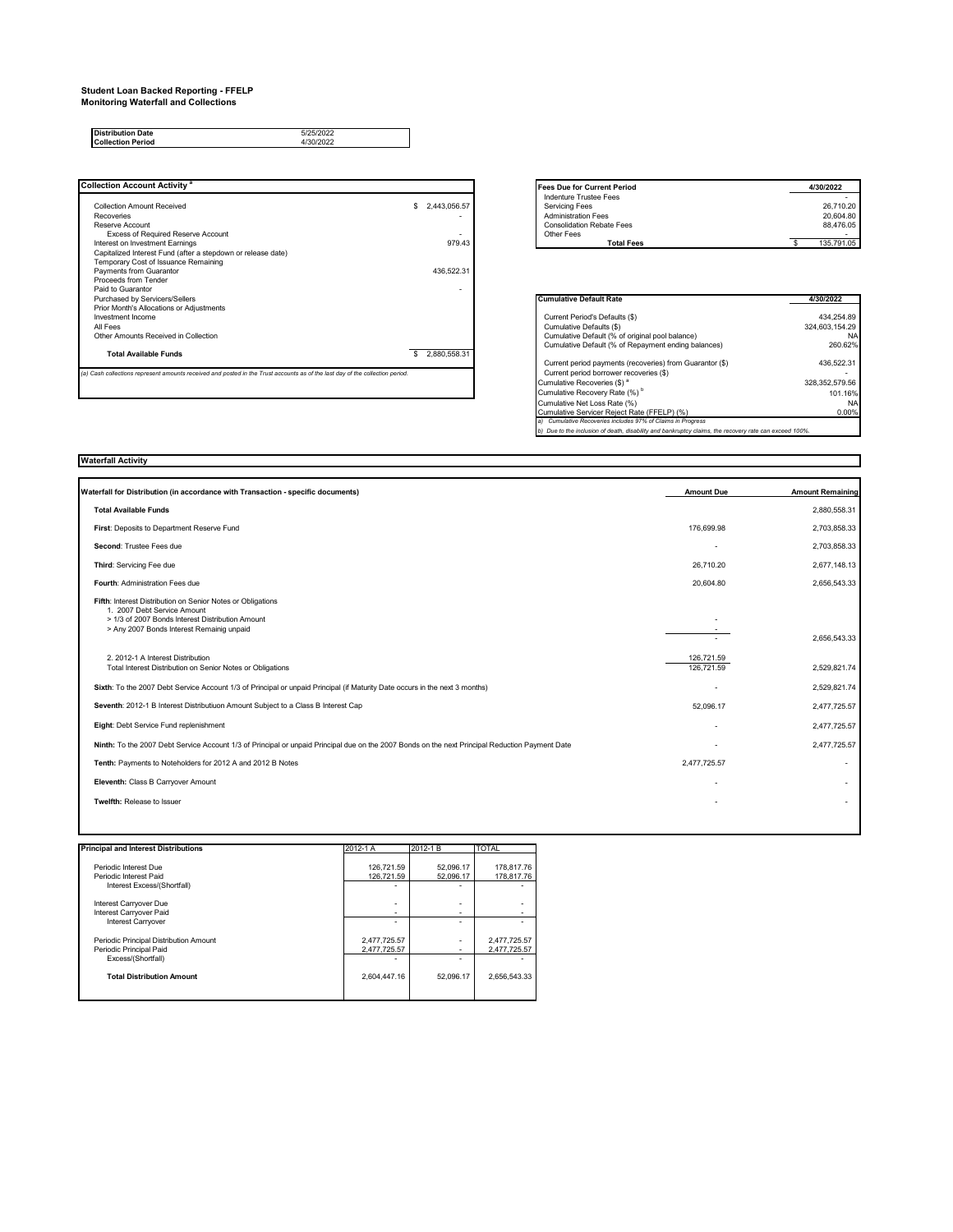**Student Loan Backed Reporting - FFELP**
**Monitoring Waterfall and Collections**

| | |
|---|---|
| **Distribution Date** | 5/25/2022 |
| **Collection Period** | 4/30/2022 |

| Collection Account Activity [a] | |
|---|---|
| Collection Amount Received | $ 2,443,056.57 |
| Recoveries | - |
| Reserve Account | |
| Excess of Required Reserve Account | - |
| Interest on Investment Earnings | 979.43 |
| Capitalized Interest Fund (after a stepdown or release date) | |
| Temporary Cost of Issuance Remaining | |
| Payments from Guarantor | 436,522.31 |
| Proceeds from Tender | |
| Paid to Guarantor | - |
| Purchased by Servicers/Sellers | |
| Prior Month's Allocations or Adjustments | |
| Investment Income | |
| All Fees | |
| Other Amounts Received in Collection | |
| **Total Available Funds** | $ 2,880,558.31 |

*(a) Cash collections represent amounts received and posted in the Trust accounts as of the last day of the collection period.*

| Fees Due for Current Period | 4/30/2022 |
|---|---|
| Indenture Trustee Fees | - |
| Servicing Fees | 26,710.20 |
| Administration Fees | 20,604.80 |
| Consolidation Rebate Fees | 88,476.05 |
| Other Fees | - |
| **Total Fees** | $ 135,791.05 |

| Cumulative Default Rate | 4/30/2022 |
|---|---|
| Current Period's Defaults ($) | 434,254.89 |
| Cumulative Defaults ($) | 324,603,154.29 |
| Cumulative Default (% of original pool balance) | NA |
| Cumulative Default (% of Repayment ending balances) | 260.62% |
| Current period payments (recoveries) from Guarantor ($) | 436,522.31 |
| Current period borrower recoveries ($) | - |
| Cumulative Recoveries ($) [a] | 328,352,579.56 |
| Cumulative Recovery Rate (%) [b] | 101.16% |
| Cumulative Net Loss Rate (%) | NA |
| Cumulative Servicer Reject Rate (FFELP) (%) | 0.00% |

*a) Cumulative Recoveries includes 97% of Claims in Progress*
*b) Due to the inclusion of death, disability and bankruptcy claims, the recovery rate can exceed 100%.*

## Waterfall Activity

| Waterfall for Distribution (in accordance with Transaction - specific documents) | Amount Due | Amount Remaining |
|---|---|---|
| **Total Available Funds** | | 2,880,558.31 |
| **First**: Deposits to Department Reserve Fund | 176,699.98 | 2,703,858.33 |
| **Second**: Trustee Fees due | - | 2,703,858.33 |
| **Third**: Servicing Fee due | 26,710.20 | 2,677,148.13 |
| **Fourth**: Administration Fees due | 20,604.80 | 2,656,543.33 |
| **Fifth**: Interest Distribution on Senior Notes or Obligations | | |
| 1. 2007 Debt Service Amount | | |
| > 1/3 of 2007 Bonds Interest Distribution Amount | - | |
| > Any 2007 Bonds Interest Remainig unpaid | - | |
| | - | 2,656,543.33 |
| 2. 2012-1 A Interest Distribution | 126,721.59 | |
| Total Interest Distribution on Senior Notes or Obligations | 126,721.59 | 2,529,821.74 |
| **Sixth**: To the 2007 Debt Service Account 1/3 of Principal or unpaid Principal (if Maturity Date occurs in the next 3 months) | - | 2,529,821.74 |
| **Seventh**: 2012-1 B Interest Distributiuon Amount Subject to a Class B Interest Cap | 52,096.17 | 2,477,725.57 |
| **Eight**: Debt Service Fund replenishment | - | 2,477,725.57 |
| **Ninth**: To the 2007 Debt Service Account 1/3 of Principal or unpaid Principal due on the 2007 Bonds on the next Principal Reduction Payment Date | - | 2,477,725.57 |
| **Tenth**: Payments to Noteholders for 2012 A and 2012 B Notes | 2,477,725.57 | - |
| **Eleventh**: Class B Carryover Amount | - | - |
| **Twelfth**: Release to Issuer | - | - |

| Principal and Interest Distributions | 2012-1 A | 2012-1 B | TOTAL |
|---|---|---|---|
| Periodic Interest Due | 126,721.59 | 52,096.17 | 178,817.76 |
| Periodic Interest Paid | 126,721.59 | 52,096.17 | 178,817.76 |
| Interest Excess/(Shortfall) | - | - | - |
| Interest Carryover Due | - | - | - |
| Interest Carryover Paid | - | - | - |
| Interest Carryover | - | - | - |
| Periodic Principal Distribution Amount | 2,477,725.57 | - | 2,477,725.57 |
| Periodic Principal Paid | 2,477,725.57 | - | 2,477,725.57 |
| Excess/(Shortfall) | - | - | - |
| **Total Distribution Amount** | 2,604,447.16 | 52,096.17 | 2,656,543.33 |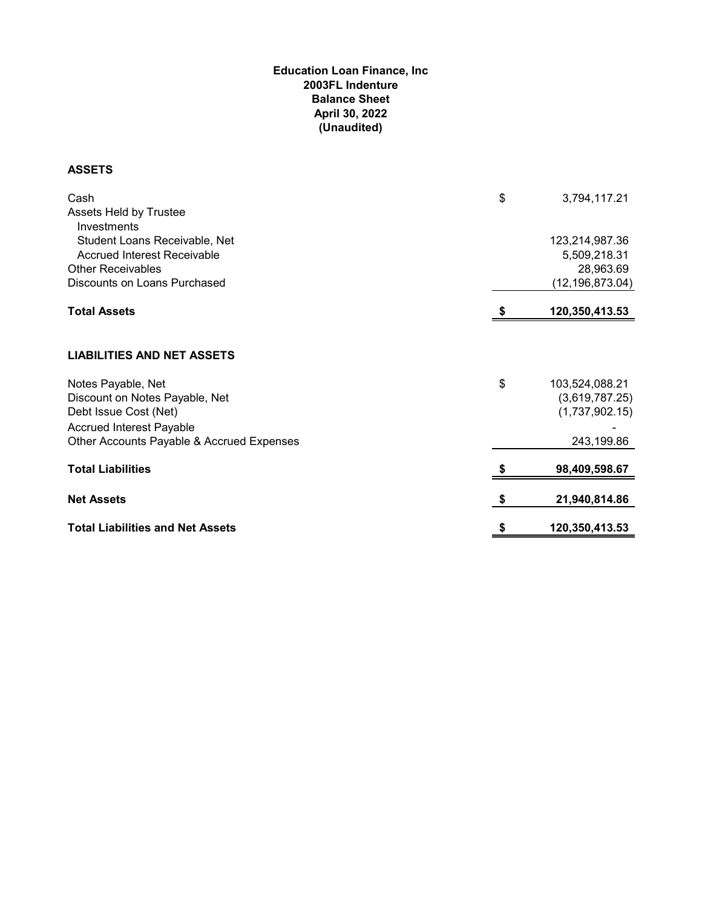**Education Loan Finance, Inc**
**2003FL Indenture**
**Balance Sheet**
**April 30, 2022**
**(Unaudited)**

**ASSETS**

| | | |
|---|---|---|
| Cash | $ | 3,794,117.21 |
| Assets Held by Trustee | | |
| Investments | | |
| Student Loans Receivable, Net | | 123,214,987.36 |
| Accrued Interest Receivable | | 5,509,218.31 |
| Other Receivables | | 28,963.69 |
| Discounts on Loans Purchased | | (12,196,873.04) |
| **Total Assets** | **$** | **120,350,413.53** |

**LIABILITIES AND NET ASSETS**

| | | |
|---|---|---|
| Notes Payable, Net | $ | 103,524,088.21 |
| Discount on Notes Payable, Net | | (3,619,787.25) |
| Debt Issue Cost (Net) | | (1,737,902.15) |
| Accrued Interest Payable | | - |
| Other Accounts Payable & Accrued Expenses | | 243,199.86 |
| **Total Liabilities** | **$** | **98,409,598.67** |
| **Net Assets** | **$** | **21,940,814.86** |
| **Total Liabilities and Net Assets** | **$** | **120,350,413.53** |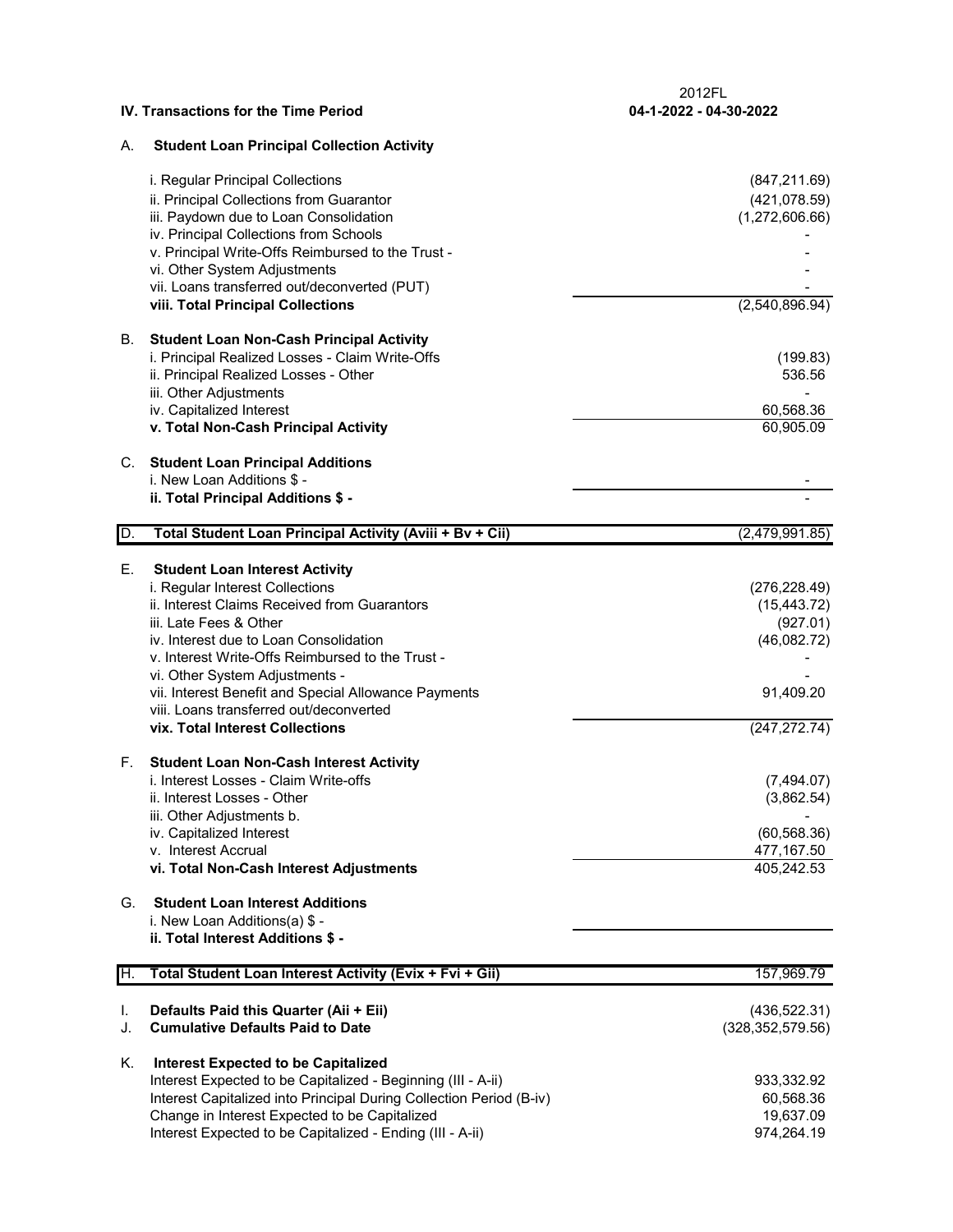| IV. Transactions for the Time Period | | 2012FL 04-1-2022 - 04-30-2022 |
|---|---|---|
| A. | **Student Loan Principal Collection Activity** | |
| | i. Regular Principal Collections | (847,211.69) |
| | ii. Principal Collections from Guarantor | (421,078.59) |
| | iii. Paydown due to Loan Consolidation | (1,272,606.66) |
| | iv. Principal Collections from Schools | - |
| | v. Principal Write-Offs Reimbursed to the Trust - | - |
| | vi. Other System Adjustments | - |
| | vii. Loans transferred out/deconverted (PUT) | - |
| | **viii. Total Principal Collections** | (2,540,896.94) |
| B. | **Student Loan Non-Cash Principal Activity** | |
| | i. Principal Realized Losses - Claim Write-Offs | (199.83) |
| | ii. Principal Realized Losses - Other | 536.56 |
| | iii. Other Adjustments | - |
| | iv. Capitalized Interest | 60,568.36 |
| | **v. Total Non-Cash Principal Activity** | 60,905.09 |
| C. | **Student Loan Principal Additions** | |
| | i. New Loan Additions $ - | - |
| | **ii. Total Principal Additions $ -** | - |
| D. | **Total Student Loan Principal Activity (Aviii + Bv + Cii)** | (2,479,991.85) |
| E. | **Student Loan Interest Activity** | |
| | i. Regular Interest Collections | (276,228.49) |
| | ii. Interest Claims Received from Guarantors | (15,443.72) |
| | iii. Late Fees & Other | (927.01) |
| | iv. Interest due to Loan Consolidation | (46,082.72) |
| | v. Interest Write-Offs Reimbursed to the Trust - | - |
| | vi. Other System Adjustments - | - |
| | vii. Interest Benefit and Special Allowance Payments | 91,409.20 |
| | viii. Loans transferred out/deconverted | |
| | **vix. Total Interest Collections** | (247,272.74) |
| F. | **Student Loan Non-Cash Interest Activity** | |
| | i. Interest Losses - Claim Write-offs | (7,494.07) |
| | ii. Interest Losses - Other | (3,862.54) |
| | iii. Other Adjustments b. | - |
| | iv. Capitalized Interest | (60,568.36) |
| | v. Interest Accrual | 477,167.50 |
| | **vi. Total Non-Cash Interest Adjustments** | 405,242.53 |
| G. | **Student Loan Interest Additions** | |
| | i. New Loan Additions(a) $ - | |
| | **ii. Total Interest Additions $ -** | |
| H. | **Total Student Loan Interest Activity (Evix + Fvi + Gii)** | 157,969.79 |
| I. | **Defaults Paid this Quarter (Aii + Eii)** | (436,522.31) |
| J. | **Cumulative Defaults Paid to Date** | (328,352,579.56) |
| K. | **Interest Expected to be Capitalized** | |
| | Interest Expected to be Capitalized - Beginning (III - A-ii) | 933,332.92 |
| | Interest Capitalized into Principal During Collection Period (B-iv) | 60,568.36 |
| | Change in Interest Expected to be Capitalized | 19,637.09 |
| | Interest Expected to be Capitalized - Ending (III - A-ii) | 974,264.19 |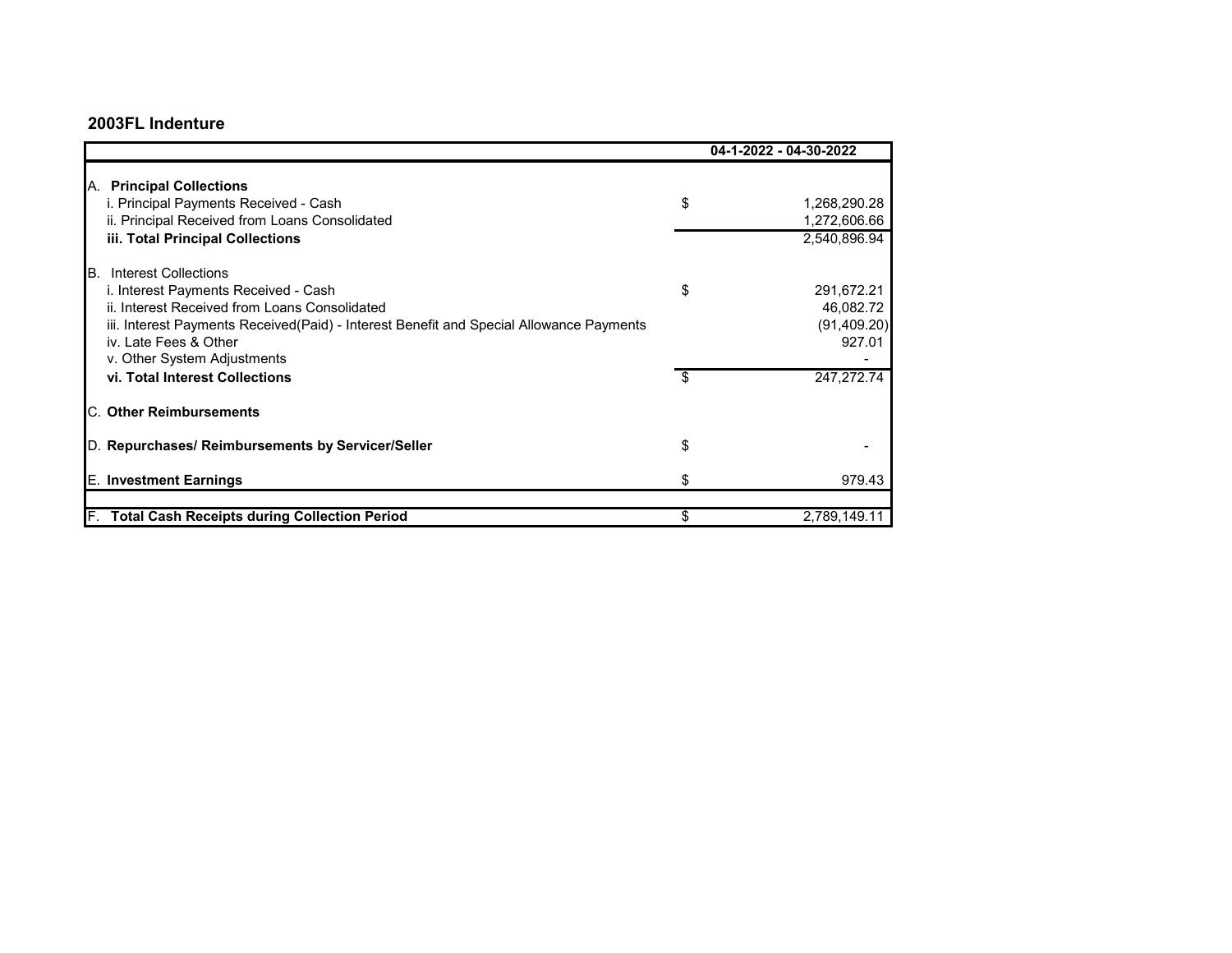## 2003FL Indenture

| | | 04-1-2022 - 04-30-2022 |
|---|---|---|
| A. **Principal Collections** | | |
| i. Principal Payments Received - Cash | $ | 1,268,290.28 |
| ii. Principal Received from Loans Consolidated | | 1,272,606.66 |
| **iii. Total Principal Collections** | | 2,540,896.94 |
| B. Interest Collections | | |
| i. Interest Payments Received - Cash | $ | 291,672.21 |
| ii. Interest Received from Loans Consolidated | | 46,082.72 |
| iii. Interest Payments Received(Paid) - Interest Benefit and Special Allowance Payments | | (91,409.20) |
| iv. Late Fees & Other | | 927.01 |
| v. Other System Adjustments | | - |
| **vi. Total Interest Collections** | $ | 247,272.74 |
| C. **Other Reimbursements** | | |
| D. **Repurchases/ Reimbursements by Servicer/Seller** | $ | - |
| E. **Investment Earnings** | $ | 979.43 |
| F. **Total Cash Receipts during Collection Period** | $ | 2,789,149.11 |